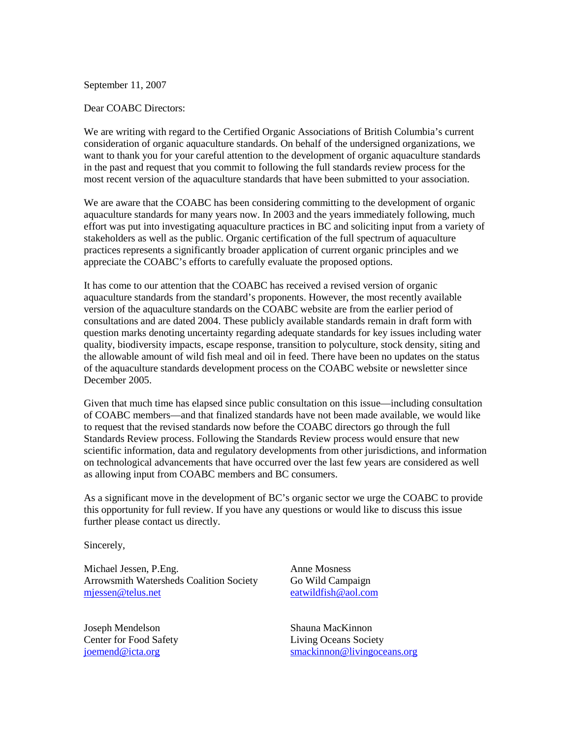September 11, 2007

Dear COABC Directors:

We are writing with regard to the Certified Organic Associations of British Columbia's current consideration of organic aquaculture standards. On behalf of the undersigned organizations, we want to thank you for your careful attention to the development of organic aquaculture standards in the past and request that you commit to following the full standards review process for the most recent version of the aquaculture standards that have been submitted to your association.

We are aware that the COABC has been considering committing to the development of organic aquaculture standards for many years now. In 2003 and the years immediately following, much effort was put into investigating aquaculture practices in BC and soliciting input from a variety of stakeholders as well as the public. Organic certification of the full spectrum of aquaculture practices represents a significantly broader application of current organic principles and we appreciate the COABC's efforts to carefully evaluate the proposed options.

It has come to our attention that the COABC has received a revised version of organic aquaculture standards from the standard's proponents. However, the most recently available version of the aquaculture standards on the COABC website are from the earlier period of consultations and are dated 2004. These publicly available standards remain in draft form with question marks denoting uncertainty regarding adequate standards for key issues including water quality, biodiversity impacts, escape response, transition to polyculture, stock density, siting and the allowable amount of wild fish meal and oil in feed. There have been no updates on the status of the aquaculture standards development process on the COABC website or newsletter since December 2005.

Given that much time has elapsed since public consultation on this issue—including consultation of COABC members—and that finalized standards have not been made available, we would like to request that the revised standards now before the COABC directors go through the full Standards Review process. Following the Standards Review process would ensure that new scientific information, data and regulatory developments from other jurisdictions, and information on technological advancements that have occurred over the last few years are considered as well as allowing input from COABC members and BC consumers.

As a significant move in the development of BC's organic sector we urge the COABC to provide this opportunity for full review. If you have any questions or would like to discuss this issue further please contact us directly.

Sincerely,

Michael Jessen, P.Eng.
Arrowsmith Watersheds Coalition Society
mjessen@telus.net

Anne Mosness
Go Wild Campaign
eatwildfish@aol.com

Joseph Mendelson
Center for Food Safety
joemend@icta.org

Shauna MacKinnon
Living Oceans Society
smackinnon@livingoceans.org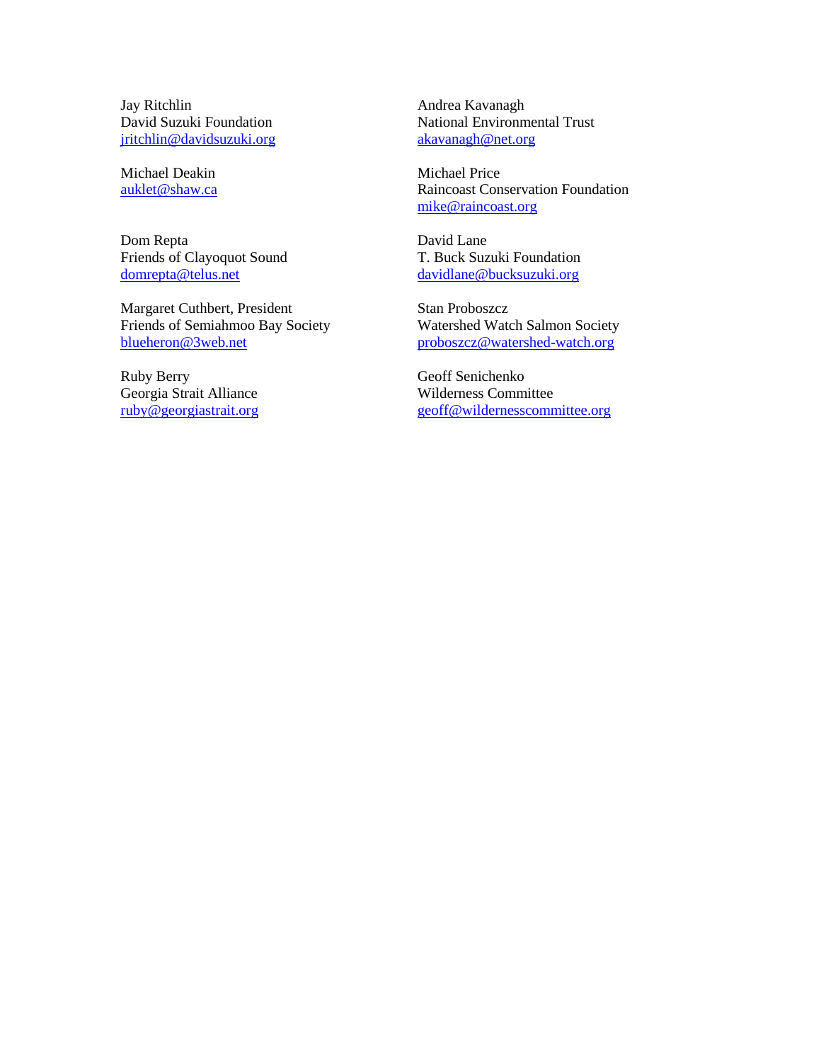Jay Ritchlin
David Suzuki Foundation
jritchlin@davidsuzuki.org

Michael Deakin
auklet@shaw.ca

Dom Repta
Friends of Clayoquot Sound
domrepta@telus.net

Margaret Cuthbert, President
Friends of Semiahmoo Bay Society
blueheron@3web.net

Ruby Berry
Georgia Strait Alliance
ruby@georgiastrait.org

Andrea Kavanagh
National Environmental Trust
akavanagh@net.org

Michael Price
Raincoast Conservation Foundation
mike@raincoast.org

David Lane
T. Buck Suzuki Foundation
davidlane@bucksuzuki.org

Stan Proboszcz
Watershed Watch Salmon Society
proboszcz@watershed-watch.org

Geoff Senichenko
Wilderness Committee
geoff@wildernesscommittee.org